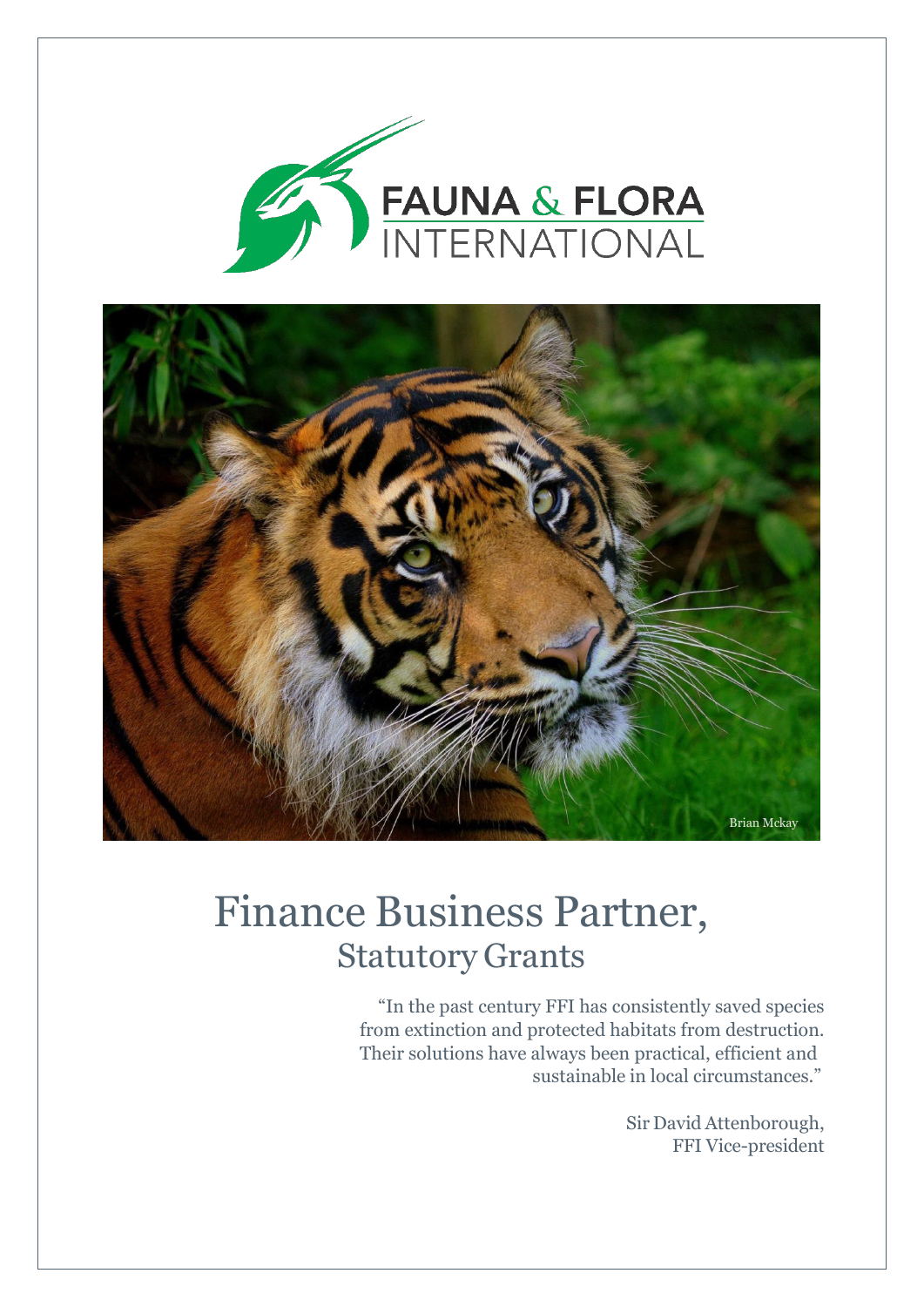# Finance Business Partner,

## Statutory Grants

"In the past century FFI has consistently saved species from extinction and protected habitats from destruction. Their solutions have always been practical, efficient and sustainable in local circumstances."

Sir David Attenborough,
FFI Vice-president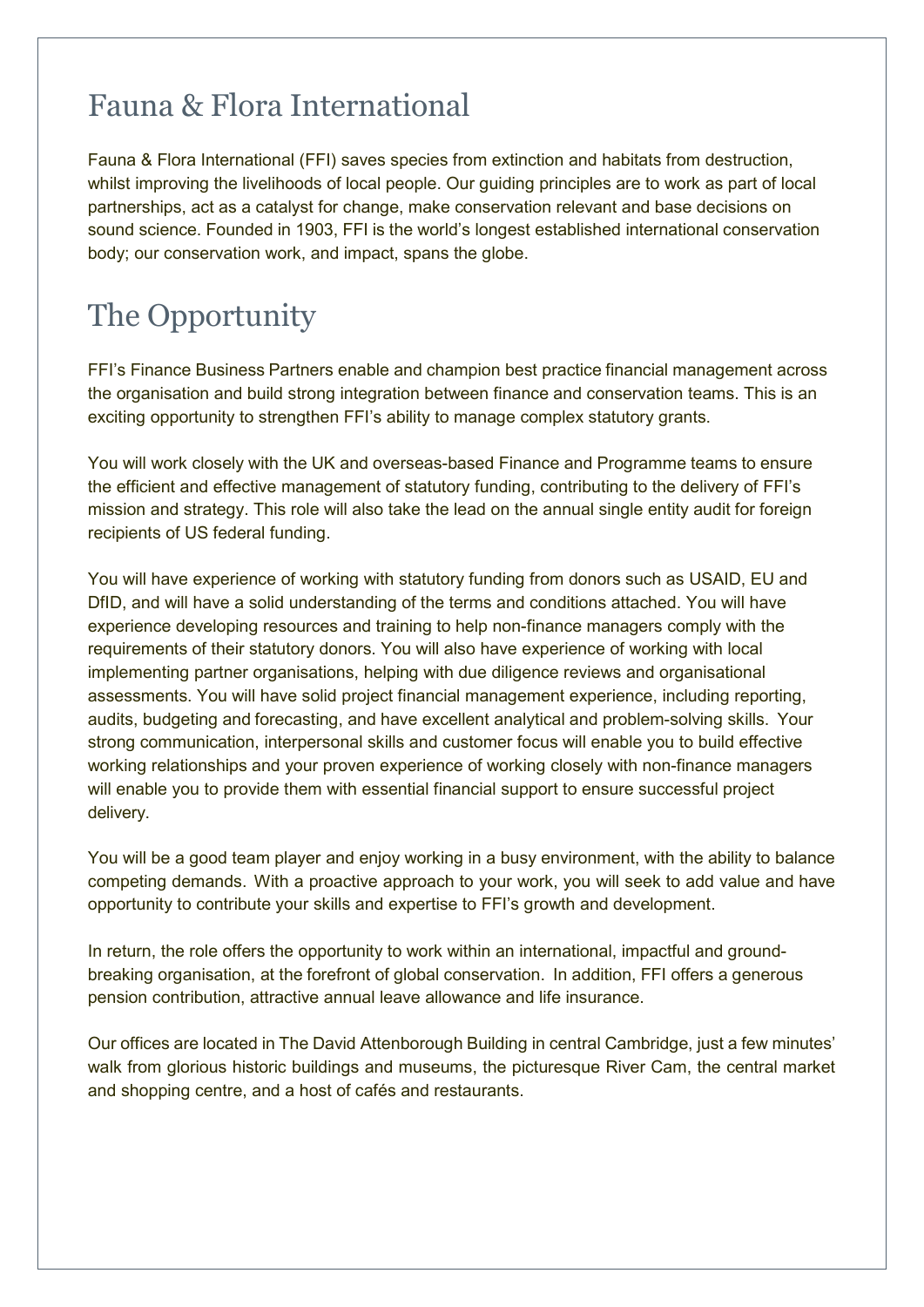## Fauna & Flora International

Fauna & Flora International (FFI) saves species from extinction and habitats from destruction, whilst improving the livelihoods of local people. Our guiding principles are to work as part of local partnerships, act as a catalyst for change, make conservation relevant and base decisions on sound science. Founded in 1903, FFI is the world's longest established international conservation body; our conservation work, and impact, spans the globe.

## The Opportunity

FFI's Finance Business Partners enable and champion best practice financial management across the organisation and build strong integration between finance and conservation teams. This is an exciting opportunity to strengthen FFI's ability to manage complex statutory grants.

You will work closely with the UK and overseas-based Finance and Programme teams to ensure the efficient and effective management of statutory funding, contributing to the delivery of FFI's mission and strategy. This role will also take the lead on the annual single entity audit for foreign recipients of US federal funding.

You will have experience of working with statutory funding from donors such as USAID, EU and DfID, and will have a solid understanding of the terms and conditions attached. You will have experience developing resources and training to help non-finance managers comply with the requirements of their statutory donors. You will also have experience of working with local implementing partner organisations, helping with due diligence reviews and organisational assessments. You will have solid project financial management experience, including reporting, audits, budgeting and forecasting, and have excellent analytical and problem-solving skills. Your strong communication, interpersonal skills and customer focus will enable you to build effective working relationships and your proven experience of working closely with non-finance managers will enable you to provide them with essential financial support to ensure successful project delivery.

You will be a good team player and enjoy working in a busy environment, with the ability to balance competing demands. With a proactive approach to your work, you will seek to add value and have opportunity to contribute your skills and expertise to FFI's growth and development.

In return, the role offers the opportunity to work within an international, impactful and ground-breaking organisation, at the forefront of global conservation. In addition, FFI offers a generous pension contribution, attractive annual leave allowance and life insurance.

Our offices are located in The David Attenborough Building in central Cambridge, just a few minutes' walk from glorious historic buildings and museums, the picturesque River Cam, the central market and shopping centre, and a host of cafés and restaurants.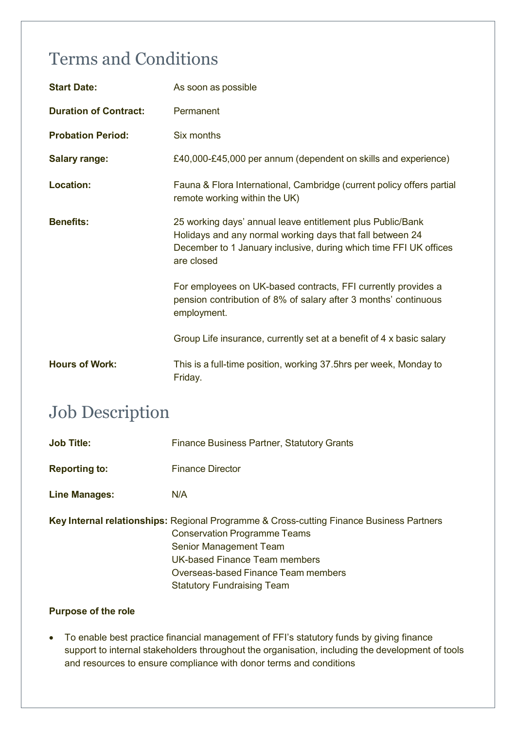## Terms and Conditions

| | |
|---|---|
| **Start Date:** | As soon as possible |
| **Duration of Contract:** | Permanent |
| **Probation Period:** | Six months |
| **Salary range:** | £40,000-£45,000 per annum (dependent on skills and experience) |
| **Location:** | Fauna & Flora International, Cambridge (current policy offers partial remote working within the UK) |
| **Benefits:** | 25 working days' annual leave entitlement plus Public/Bank Holidays and any normal working days that fall between 24 December to 1 January inclusive, during which time FFI UK offices are closed<br><br>For employees on UK-based contracts, FFI currently provides a pension contribution of 8% of salary after 3 months' continuous employment.<br><br>Group Life insurance, currently set at a benefit of 4 x basic salary |
| **Hours of Work:** | This is a full-time position, working 37.5hrs per week, Monday to Friday. |

## Job Description

| | |
|---|---|
| **Job Title:** | Finance Business Partner, Statutory Grants |
| **Reporting to:** | Finance Director |
| **Line Manages:** | N/A |
| **Key Internal relationships:** | Regional Programme & Cross-cutting Finance Business Partners<br>Conservation Programme Teams<br>Senior Management Team<br>UK-based Finance Team members<br>Overseas-based Finance Team members<br>Statutory Fundraising Team |

**Purpose of the role**

- To enable best practice financial management of FFI's statutory funds by giving finance support to internal stakeholders throughout the organisation, including the development of tools and resources to ensure compliance with donor terms and conditions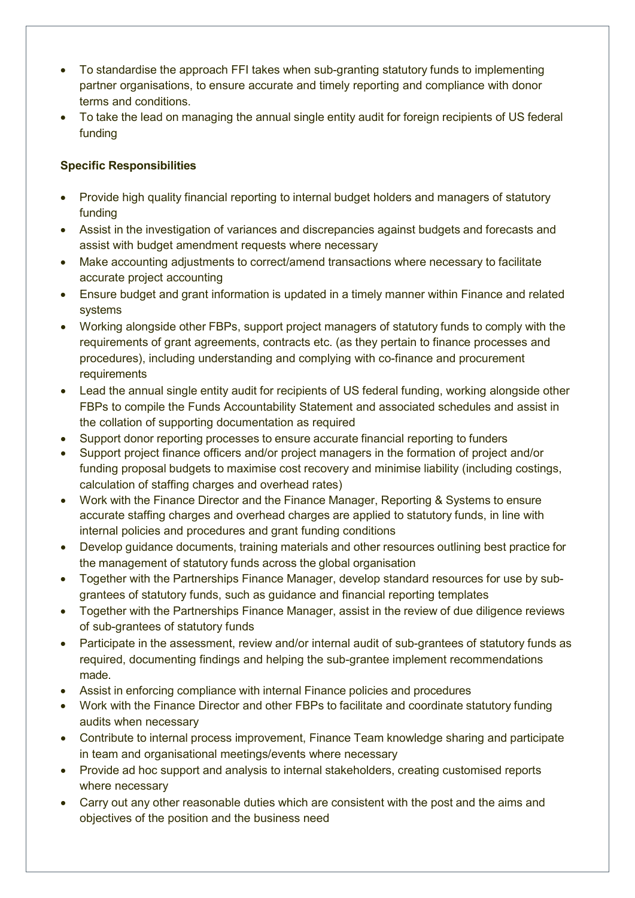- To standardise the approach FFI takes when sub-granting statutory funds to implementing partner organisations, to ensure accurate and timely reporting and compliance with donor terms and conditions.
- To take the lead on managing the annual single entity audit for foreign recipients of US federal funding

**Specific Responsibilities**

- Provide high quality financial reporting to internal budget holders and managers of statutory funding
- Assist in the investigation of variances and discrepancies against budgets and forecasts and assist with budget amendment requests where necessary
- Make accounting adjustments to correct/amend transactions where necessary to facilitate accurate project accounting
- Ensure budget and grant information is updated in a timely manner within Finance and related systems
- Working alongside other FBPs, support project managers of statutory funds to comply with the requirements of grant agreements, contracts etc. (as they pertain to finance processes and procedures), including understanding and complying with co-finance and procurement requirements
- Lead the annual single entity audit for recipients of US federal funding, working alongside other FBPs to compile the Funds Accountability Statement and associated schedules and assist in the collation of supporting documentation as required
- Support donor reporting processes to ensure accurate financial reporting to funders
- Support project finance officers and/or project managers in the formation of project and/or funding proposal budgets to maximise cost recovery and minimise liability (including costings, calculation of staffing charges and overhead rates)
- Work with the Finance Director and the Finance Manager, Reporting & Systems to ensure accurate staffing charges and overhead charges are applied to statutory funds, in line with internal policies and procedures and grant funding conditions
- Develop guidance documents, training materials and other resources outlining best practice for the management of statutory funds across the global organisation
- Together with the Partnerships Finance Manager, develop standard resources for use by sub-grantees of statutory funds, such as guidance and financial reporting templates
- Together with the Partnerships Finance Manager, assist in the review of due diligence reviews of sub-grantees of statutory funds
- Participate in the assessment, review and/or internal audit of sub-grantees of statutory funds as required, documenting findings and helping the sub-grantee implement recommendations made.
- Assist in enforcing compliance with internal Finance policies and procedures
- Work with the Finance Director and other FBPs to facilitate and coordinate statutory funding audits when necessary
- Contribute to internal process improvement, Finance Team knowledge sharing and participate in team and organisational meetings/events where necessary
- Provide ad hoc support and analysis to internal stakeholders, creating customised reports where necessary
- Carry out any other reasonable duties which are consistent with the post and the aims and objectives of the position and the business need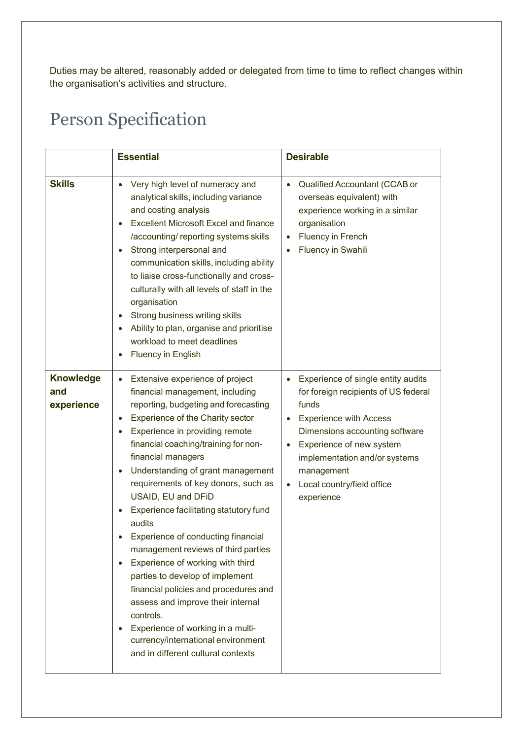Duties may be altered, reasonably added or delegated from time to time to reflect changes within the organisation's activities and structure.

# Person Specification

| | **Essential** | **Desirable** |
|---|---|---|
| **Skills** | • Very high level of numeracy and analytical skills, including variance and costing analysis<br>• Excellent Microsoft Excel and finance /accounting/ reporting systems skills<br>• Strong interpersonal and communication skills, including ability to liaise cross-functionally and cross-culturally with all levels of staff in the organisation<br>• Strong business writing skills<br>• Ability to plan, organise and prioritise workload to meet deadlines<br>• Fluency in English | • Qualified Accountant (CCAB or overseas equivalent) with experience working in a similar organisation<br>• Fluency in French<br>• Fluency in Swahili |
| **Knowledge and experience** | • Extensive experience of project financial management, including reporting, budgeting and forecasting<br>• Experience of the Charity sector<br>• Experience in providing remote financial coaching/training for non-financial managers<br>• Understanding of grant management requirements of key donors, such as USAID, EU and DFiD<br>• Experience facilitating statutory fund audits<br>• Experience of conducting financial management reviews of third parties<br>• Experience of working with third parties to develop of implement financial policies and procedures and assess and improve their internal controls.<br>• Experience of working in a multi-currency/international environment and in different cultural contexts | • Experience of single entity audits for foreign recipients of US federal funds<br>• Experience with Access Dimensions accounting software<br>• Experience of new system implementation and/or systems management<br>• Local country/field office experience |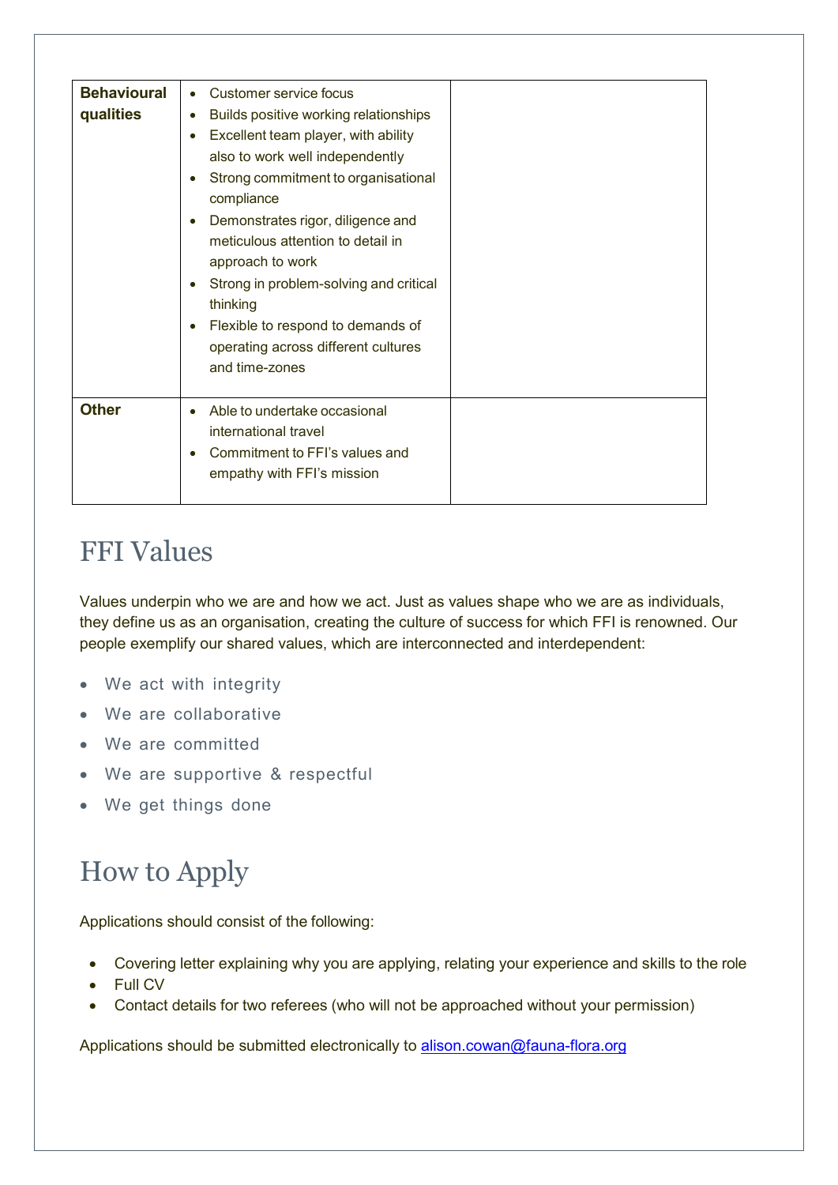| | | |
|---|---|---|
| **Behavioural qualities** | • Customer service focus<br>• Builds positive working relationships<br>• Excellent team player, with ability also to work well independently<br>• Strong commitment to organisational compliance<br>• Demonstrates rigor, diligence and meticulous attention to detail in approach to work<br>• Strong in problem-solving and critical thinking<br>• Flexible to respond to demands of operating across different cultures and time-zones | |
| **Other** | • Able to undertake occasional international travel<br>• Commitment to FFI's values and empathy with FFI's mission | |

# FFI Values

Values underpin who we are and how we act. Just as values shape who we are as individuals, they define us as an organisation, creating the culture of success for which FFI is renowned. Our people exemplify our shared values, which are interconnected and interdependent:

- We act with integrity
- We are collaborative
- We are committed
- We are supportive & respectful
- We get things done

# How to Apply

Applications should consist of the following:

- Covering letter explaining why you are applying, relating your experience and skills to the role
- Full CV
- Contact details for two referees (who will not be approached without your permission)

Applications should be submitted electronically to alison.cowan@fauna-flora.org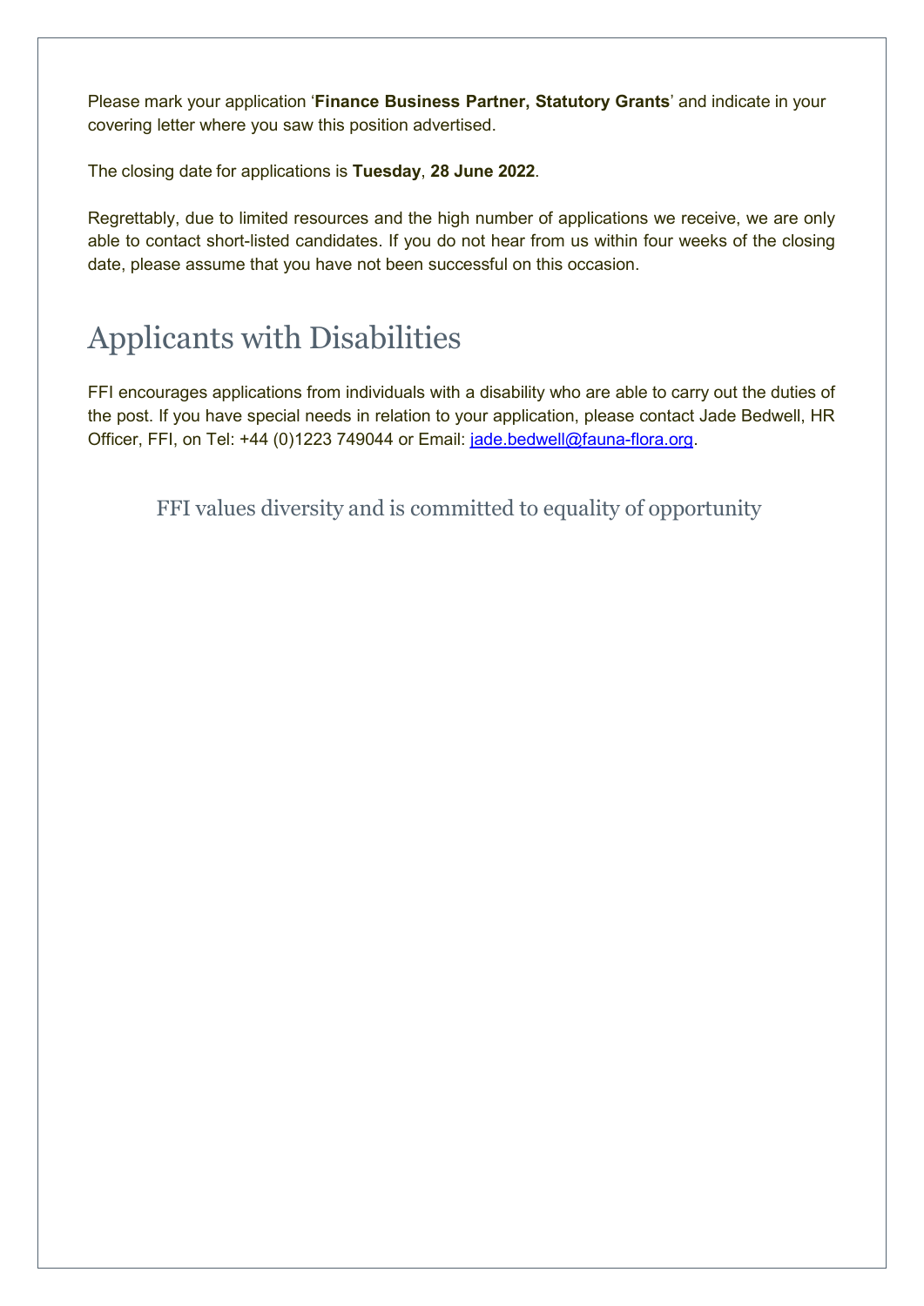Please mark your application '**Finance Business Partner, Statutory Grants**' and indicate in your covering letter where you saw this position advertised.

The closing date for applications is **Tuesday**, **28 June 2022**.

Regrettably, due to limited resources and the high number of applications we receive, we are only able to contact short-listed candidates. If you do not hear from us within four weeks of the closing date, please assume that you have not been successful on this occasion.

## Applicants with Disabilities

FFI encourages applications from individuals with a disability who are able to carry out the duties of the post. If you have special needs in relation to your application, please contact Jade Bedwell, HR Officer, FFI, on Tel: +44 (0)1223 749044 or Email: jade.bedwell@fauna-flora.org.

FFI values diversity and is committed to equality of opportunity